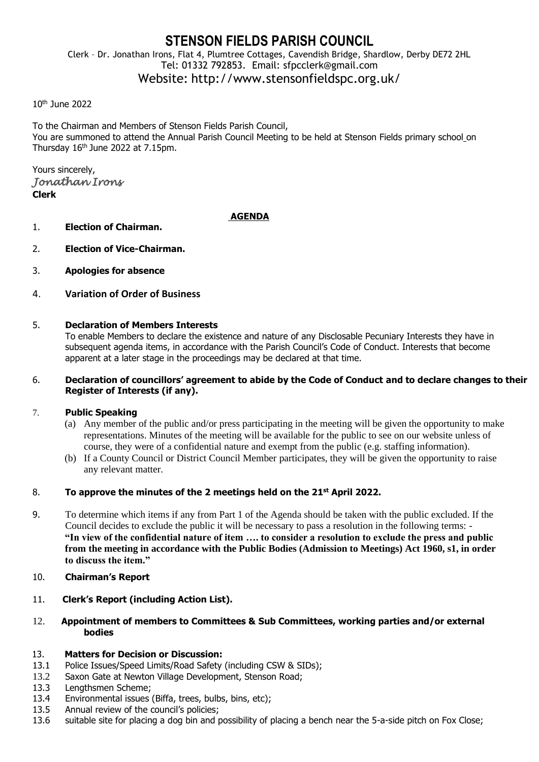# STENSON FIELDS PARISH COUNCIL

Clerk – Dr. Jonathan Irons, Flat 4, Plumtree Cottages, Cavendish Bridge, Shardlow, Derby DE72 2HL
Tel: 01332 792853. Email: sfpcclerk@gmail.com
Website: http://www.stensonfieldspc.org.uk/

10th June 2022

To the Chairman and Members of Stenson Fields Parish Council,
You are summoned to attend the Annual Parish Council Meeting to be held at Stenson Fields primary school on Thursday 16th June 2022 at 7.15pm.

Yours sincerely,
*Jonathan Irons*
**Clerk**

## AGENDA

1. **Election of Chairman.**

2. **Election of Vice-Chairman.**

3. **Apologies for absence**

4. **Variation of Order of Business**

5. **Declaration of Members Interests**
   To enable Members to declare the existence and nature of any Disclosable Pecuniary Interests they have in subsequent agenda items, in accordance with the Parish Council's Code of Conduct. Interests that become apparent at a later stage in the proceedings may be declared at that time.

6. **Declaration of councillors' agreement to abide by the Code of Conduct and to declare changes to their Register of Interests (if any).**

7. **Public Speaking**
   (a) Any member of the public and/or press participating in the meeting will be given the opportunity to make representations. Minutes of the meeting will be available for the public to see on our website unless of course, they were of a confidential nature and exempt from the public (e.g. staffing information).
   (b) If a County Council or District Council Member participates, they will be given the opportunity to raise any relevant matter.

8. **To approve the minutes of the 2 meetings held on the 21st April 2022.**

9. To determine which items if any from Part 1 of the Agenda should be taken with the public excluded. If the Council decides to exclude the public it will be necessary to pass a resolution in the following terms: - **"In view of the confidential nature of item …. to consider a resolution to exclude the press and public from the meeting in accordance with the Public Bodies (Admission to Meetings) Act 1960, s1, in order to discuss the item."**

10. **Chairman's Report**

11. **Clerk's Report (including Action List).**

12. **Appointment of members to Committees & Sub Committees, working parties and/or external bodies**

13. **Matters for Decision or Discussion:**

13.1 Police Issues/Speed Limits/Road Safety (including CSW & SIDs);
13.2 Saxon Gate at Newton Village Development, Stenson Road;
13.3 Lengthsmen Scheme;
13.4 Environmental issues (Biffa, trees, bulbs, bins, etc);
13.5 Annual review of the council's policies;
13.6 suitable site for placing a dog bin and possibility of placing a bench near the 5-a-side pitch on Fox Close;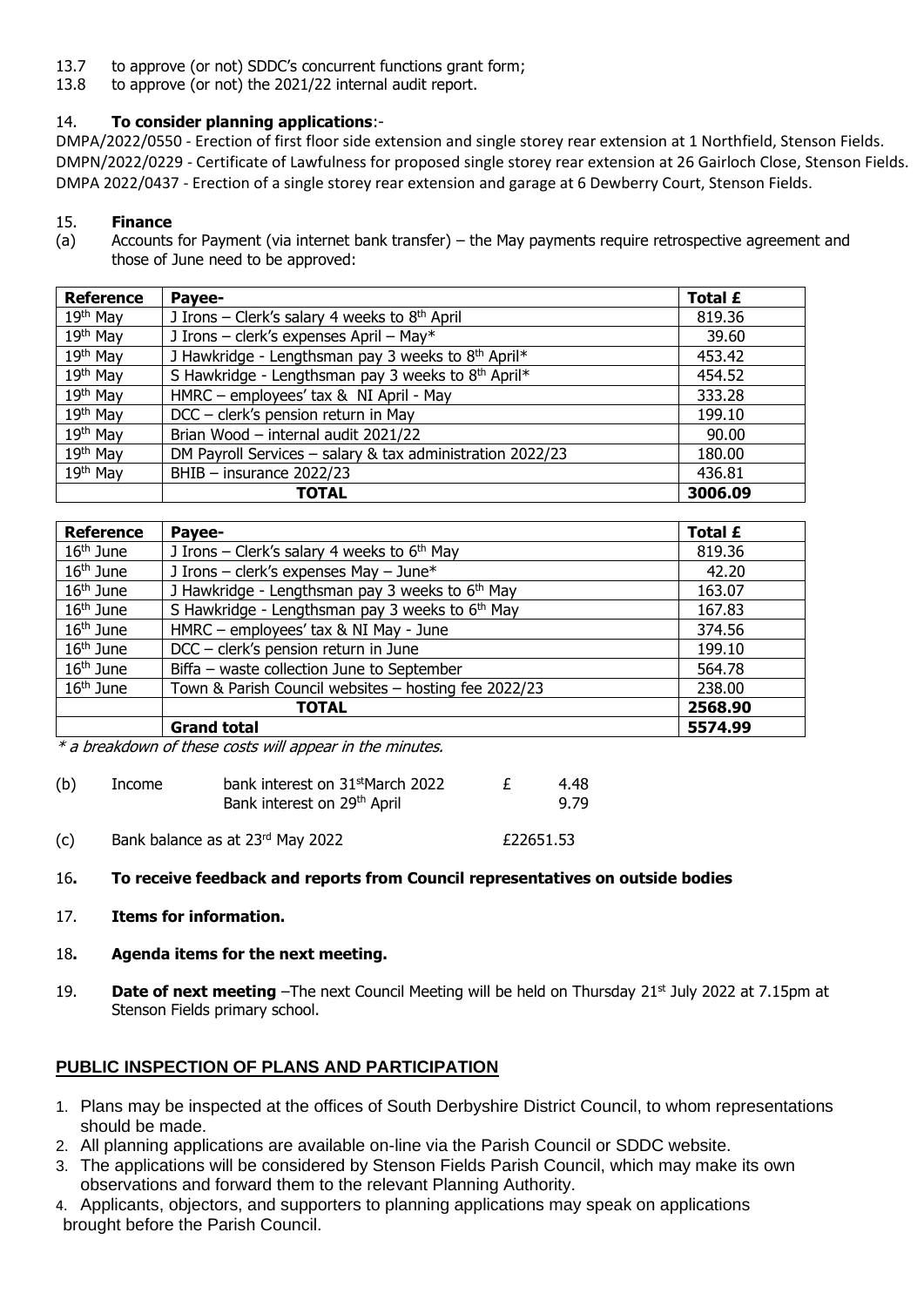13.7 to approve (or not) SDDC's concurrent functions grant form;
13.8 to approve (or not) the 2021/22 internal audit report.

14. **To consider planning applications**:-

DMPA/2022/0550 - Erection of first floor side extension and single storey rear extension at 1 Northfield, Stenson Fields.
DMPN/2022/0229 - Certificate of Lawfulness for proposed single storey rear extension at 26 Gairloch Close, Stenson Fields.
DMPA 2022/0437 - Erection of a single storey rear extension and garage at 6 Dewberry Court, Stenson Fields.

15. **Finance**

(a) Accounts for Payment (via internet bank transfer) – the May payments require retrospective agreement and those of June need to be approved:

| Reference | Payee- | Total £ |
|---|---|---|
| 19th May | J Irons – Clerk's salary 4 weeks to 8th April | 819.36 |
| 19th May | J Irons – clerk's expenses April – May* | 39.60 |
| 19th May | J Hawkridge - Lengthsman pay 3 weeks to 8th April* | 453.42 |
| 19th May | S Hawkridge - Lengthsman pay 3 weeks to 8th April* | 454.52 |
| 19th May | HMRC – employees' tax & NI April - May | 333.28 |
| 19th May | DCC – clerk's pension return in May | 199.10 |
| 19th May | Brian Wood – internal audit 2021/22 | 90.00 |
| 19th May | DM Payroll Services – salary & tax administration 2022/23 | 180.00 |
| 19th May | BHIB – insurance 2022/23 | 436.81 |
| | **TOTAL** | **3006.09** |

| Reference | Payee- | Total £ |
|---|---|---|
| 16th June | J Irons – Clerk's salary 4 weeks to 6th May | 819.36 |
| 16th June | J Irons – clerk's expenses May – June* | 42.20 |
| 16th June | J Hawkridge - Lengthsman pay 3 weeks to 6th May | 163.07 |
| 16th June | S Hawkridge - Lengthsman pay 3 weeks to 6th May | 167.83 |
| 16th June | HMRC – employees' tax & NI May - June | 374.56 |
| 16th June | DCC – clerk's pension return in June | 199.10 |
| 16th June | Biffa – waste collection June to September | 564.78 |
| 16th June | Town & Parish Council websites – hosting fee 2022/23 | 238.00 |
| | **TOTAL** | **2568.90** |
| | **Grand total** | **5574.99** |

*\* a breakdown of these costs will appear in the minutes.*

(b) Income bank interest on 31st March 2022 £ 4.48
Bank interest on 29th April 9.79

(c) Bank balance as at 23rd May 2022 £22651.53

16. **To receive feedback and reports from Council representatives on outside bodies**

17. **Items for information.**

18. **Agenda items for the next meeting.**

19. **Date of next meeting** –The next Council Meeting will be held on Thursday 21st July 2022 at 7.15pm at Stenson Fields primary school.

## PUBLIC INSPECTION OF PLANS AND PARTICIPATION

1. Plans may be inspected at the offices of South Derbyshire District Council, to whom representations should be made.
2. All planning applications are available on-line via the Parish Council or SDDC website.
3. The applications will be considered by Stenson Fields Parish Council, which may make its own observations and forward them to the relevant Planning Authority.
4. Applicants, objectors, and supporters to planning applications may speak on applications brought before the Parish Council.